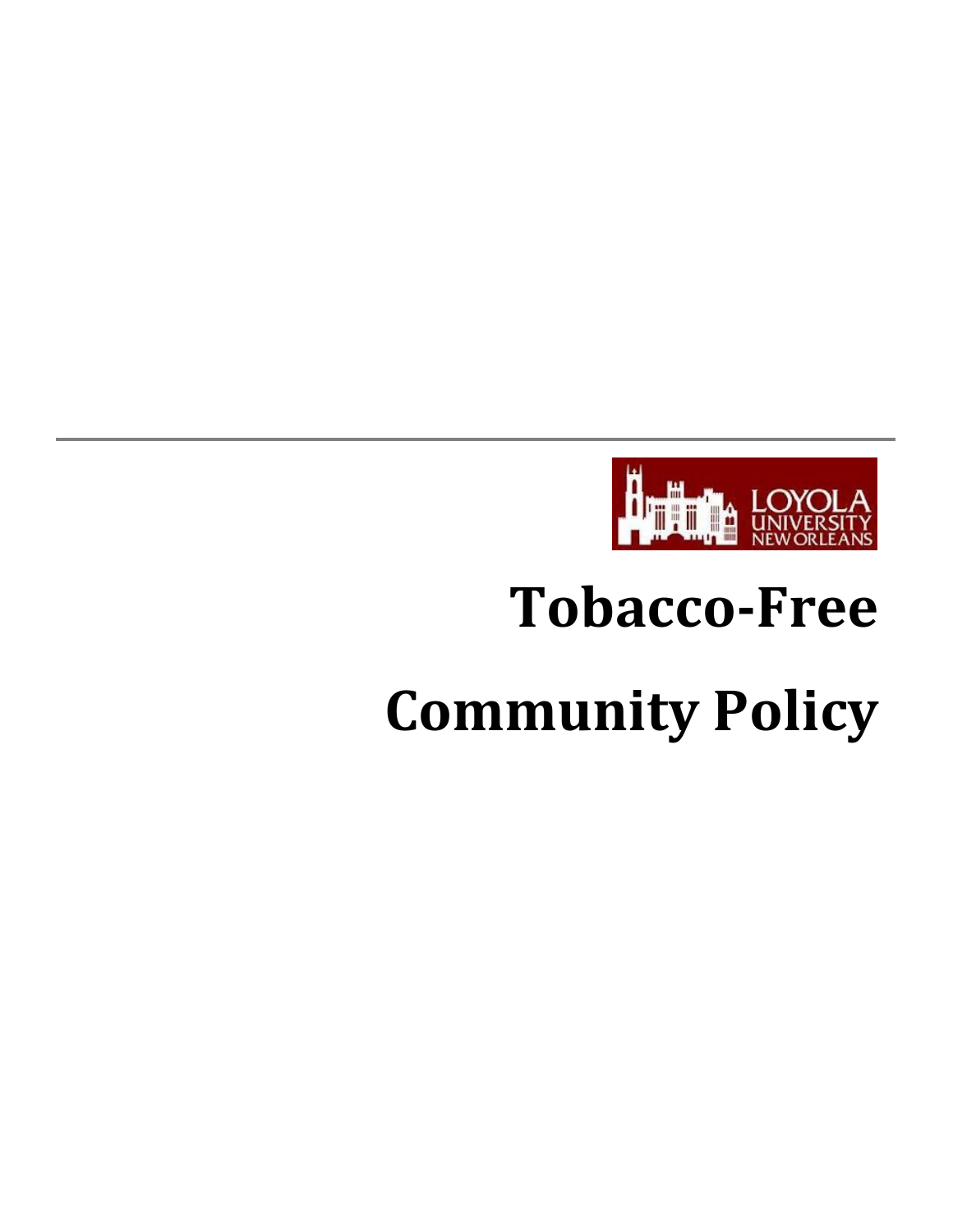LOYOLA UNIVERSITY NEW ORLEANS

# Tobacco-Free Community Policy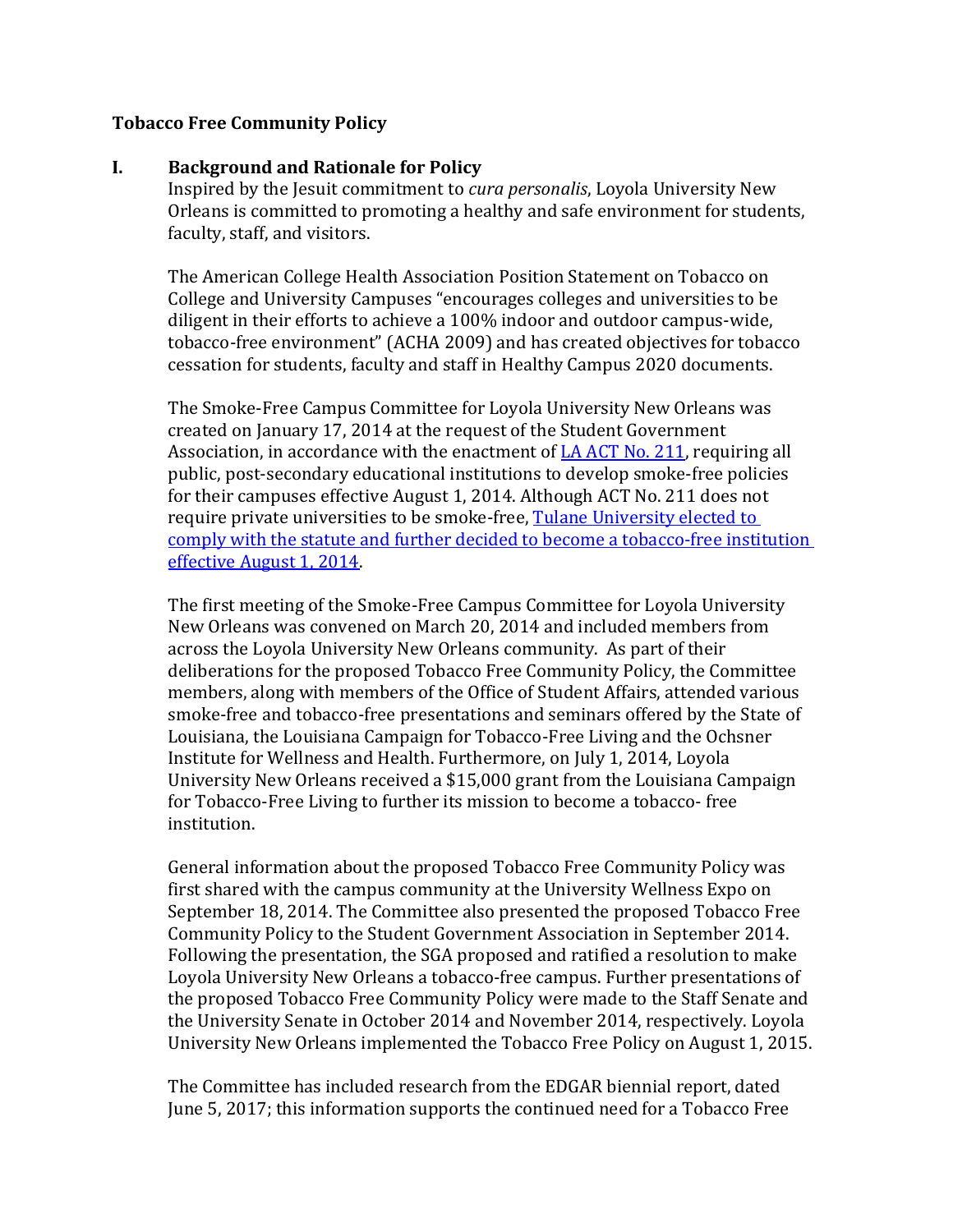**Tobacco Free Community Policy**

## I. Background and Rationale for Policy

Inspired by the Jesuit commitment to *cura personalis*, Loyola University New Orleans is committed to promoting a healthy and safe environment for students, faculty, staff, and visitors.

The American College Health Association Position Statement on Tobacco on College and University Campuses "encourages colleges and universities to be diligent in their efforts to achieve a 100% indoor and outdoor campus-wide, tobacco-free environment" (ACHA 2009) and has created objectives for tobacco cessation for students, faculty and staff in Healthy Campus 2020 documents.

The Smoke-Free Campus Committee for Loyola University New Orleans was created on January 17, 2014 at the request of the Student Government Association, in accordance with the enactment of LA ACT No. 211, requiring all public, post-secondary educational institutions to develop smoke-free policies for their campuses effective August 1, 2014. Although ACT No. 211 does not require private universities to be smoke-free, Tulane University elected to comply with the statute and further decided to become a tobacco-free institution effective August 1, 2014.

The first meeting of the Smoke-Free Campus Committee for Loyola University New Orleans was convened on March 20, 2014 and included members from across the Loyola University New Orleans community. As part of their deliberations for the proposed Tobacco Free Community Policy, the Committee members, along with members of the Office of Student Affairs, attended various smoke-free and tobacco-free presentations and seminars offered by the State of Louisiana, the Louisiana Campaign for Tobacco-Free Living and the Ochsner Institute for Wellness and Health. Furthermore, on July 1, 2014, Loyola University New Orleans received a $15,000 grant from the Louisiana Campaign for Tobacco-Free Living to further its mission to become a tobacco- free institution.

General information about the proposed Tobacco Free Community Policy was first shared with the campus community at the University Wellness Expo on September 18, 2014. The Committee also presented the proposed Tobacco Free Community Policy to the Student Government Association in September 2014. Following the presentation, the SGA proposed and ratified a resolution to make Loyola University New Orleans a tobacco-free campus. Further presentations of the proposed Tobacco Free Community Policy were made to the Staff Senate and the University Senate in October 2014 and November 2014, respectively. Loyola University New Orleans implemented the Tobacco Free Policy on August 1, 2015.

The Committee has included research from the EDGAR biennial report, dated June 5, 2017; this information supports the continued need for a Tobacco Free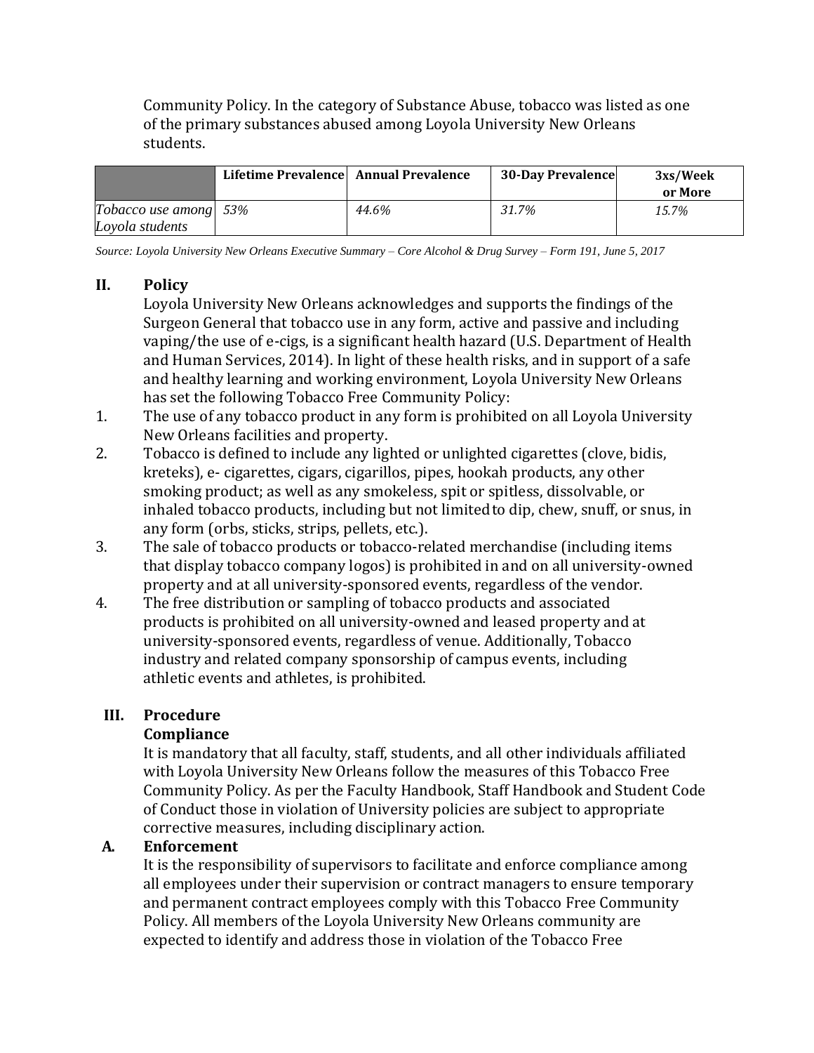Community Policy. In the category of Substance Abuse, tobacco was listed as one of the primary substances abused among Loyola University New Orleans students.

| | Lifetime Prevalence | Annual Prevalence | 30-Day Prevalence | 3xs/Week or More |
|---|---|---|---|---|
| *Tobacco use among Loyola students* | *53%* | *44.6%* | *31.7%* | *15.7%* |

*Source: Loyola University New Orleans Executive Summary – Core Alcohol & Drug Survey – Form 191, June 5, 2017*

## II. Policy

Loyola University New Orleans acknowledges and supports the findings of the Surgeon General that tobacco use in any form, active and passive and including vaping/the use of e-cigs, is a significant health hazard (U.S. Department of Health and Human Services, 2014). In light of these health risks, and in support of a safe and healthy learning and working environment, Loyola University New Orleans has set the following Tobacco Free Community Policy:

1. The use of any tobacco product in any form is prohibited on all Loyola University New Orleans facilities and property.
2. Tobacco is defined to include any lighted or unlighted cigarettes (clove, bidis, kreteks), e- cigarettes, cigars, cigarillos, pipes, hookah products, any other smoking product; as well as any smokeless, spit or spitless, dissolvable, or inhaled tobacco products, including but not limited to dip, chew, snuff, or snus, in any form (orbs, sticks, strips, pellets, etc.).
3. The sale of tobacco products or tobacco-related merchandise (including items that display tobacco company logos) is prohibited in and on all university-owned property and at all university-sponsored events, regardless of the vendor.
4. The free distribution or sampling of tobacco products and associated products is prohibited on all university-owned and leased property and at university-sponsored events, regardless of venue. Additionally, Tobacco industry and related company sponsorship of campus events, including athletic events and athletes, is prohibited.

## III. Procedure

### Compliance

It is mandatory that all faculty, staff, students, and all other individuals affiliated with Loyola University New Orleans follow the measures of this Tobacco Free Community Policy. As per the Faculty Handbook, Staff Handbook and Student Code of Conduct those in violation of University policies are subject to appropriate corrective measures, including disciplinary action.

### A. Enforcement

It is the responsibility of supervisors to facilitate and enforce compliance among all employees under their supervision or contract managers to ensure temporary and permanent contract employees comply with this Tobacco Free Community Policy. All members of the Loyola University New Orleans community are expected to identify and address those in violation of the Tobacco Free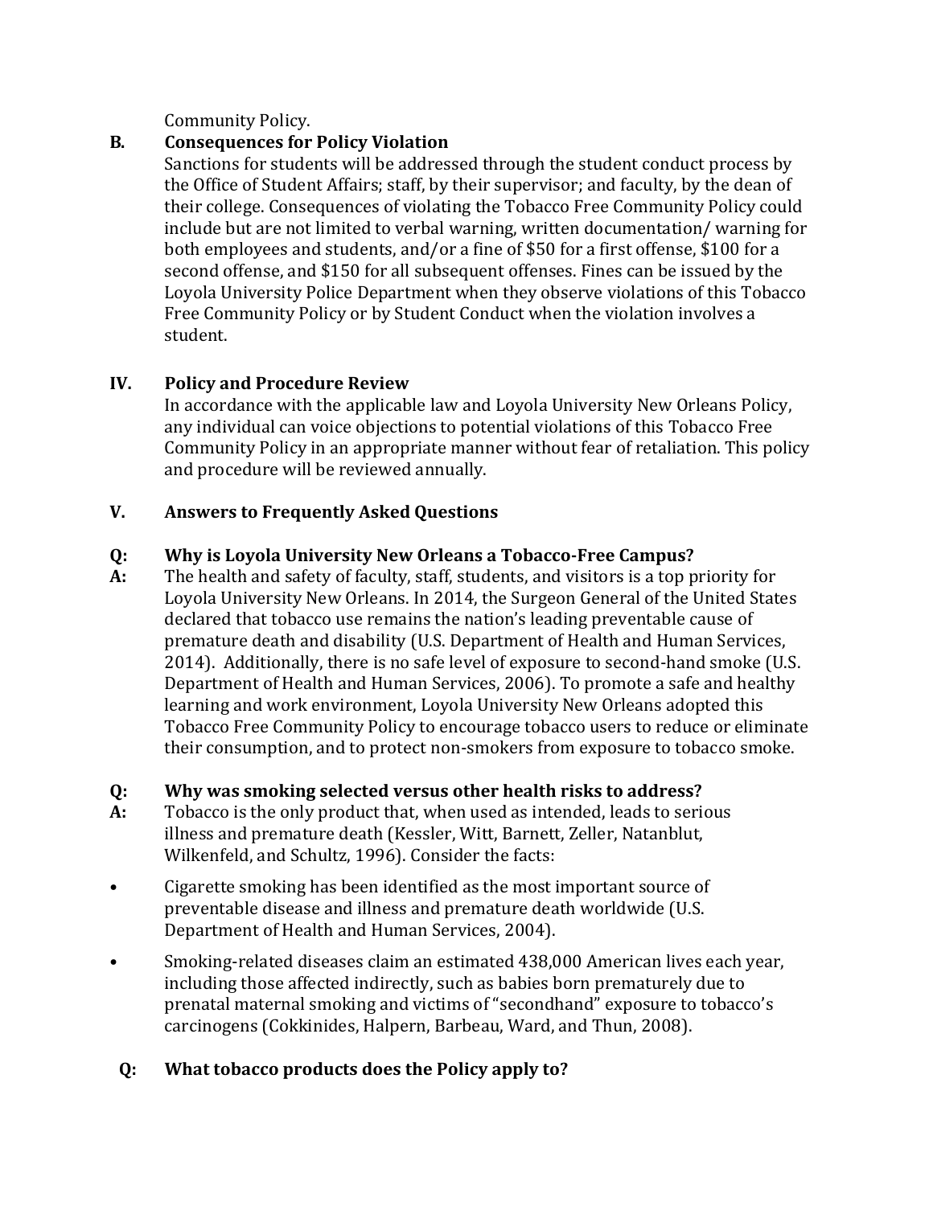Community Policy.

### B. Consequences for Policy Violation

Sanctions for students will be addressed through the student conduct process by the Office of Student Affairs; staff, by their supervisor; and faculty, by the dean of their college. Consequences of violating the Tobacco Free Community Policy could include but are not limited to verbal warning, written documentation/ warning for both employees and students, and/or a fine of $50 for a first offense, $100 for a second offense, and $150 for all subsequent offenses. Fines can be issued by the Loyola University Police Department when they observe violations of this Tobacco Free Community Policy or by Student Conduct when the violation involves a student.

## IV. Policy and Procedure Review

In accordance with the applicable law and Loyola University New Orleans Policy, any individual can voice objections to potential violations of this Tobacco Free Community Policy in an appropriate manner without fear of retaliation. This policy and procedure will be reviewed annually.

## V. Answers to Frequently Asked Questions

**Q: Why is Loyola University New Orleans a Tobacco-Free Campus?**

**A:** The health and safety of faculty, staff, students, and visitors is a top priority for Loyola University New Orleans. In 2014, the Surgeon General of the United States declared that tobacco use remains the nation's leading preventable cause of premature death and disability (U.S. Department of Health and Human Services, 2014). Additionally, there is no safe level of exposure to second-hand smoke (U.S. Department of Health and Human Services, 2006). To promote a safe and healthy learning and work environment, Loyola University New Orleans adopted this Tobacco Free Community Policy to encourage tobacco users to reduce or eliminate their consumption, and to protect non-smokers from exposure to tobacco smoke.

**Q: Why was smoking selected versus other health risks to address?**

**A:** Tobacco is the only product that, when used as intended, leads to serious illness and premature death (Kessler, Witt, Barnett, Zeller, Natanblut, Wilkenfeld, and Schultz, 1996). Consider the facts:

- Cigarette smoking has been identified as the most important source of preventable disease and illness and premature death worldwide (U.S. Department of Health and Human Services, 2004).
- Smoking-related diseases claim an estimated 438,000 American lives each year, including those affected indirectly, such as babies born prematurely due to prenatal maternal smoking and victims of "secondhand" exposure to tobacco's carcinogens (Cokkinides, Halpern, Barbeau, Ward, and Thun, 2008).

**Q: What tobacco products does the Policy apply to?**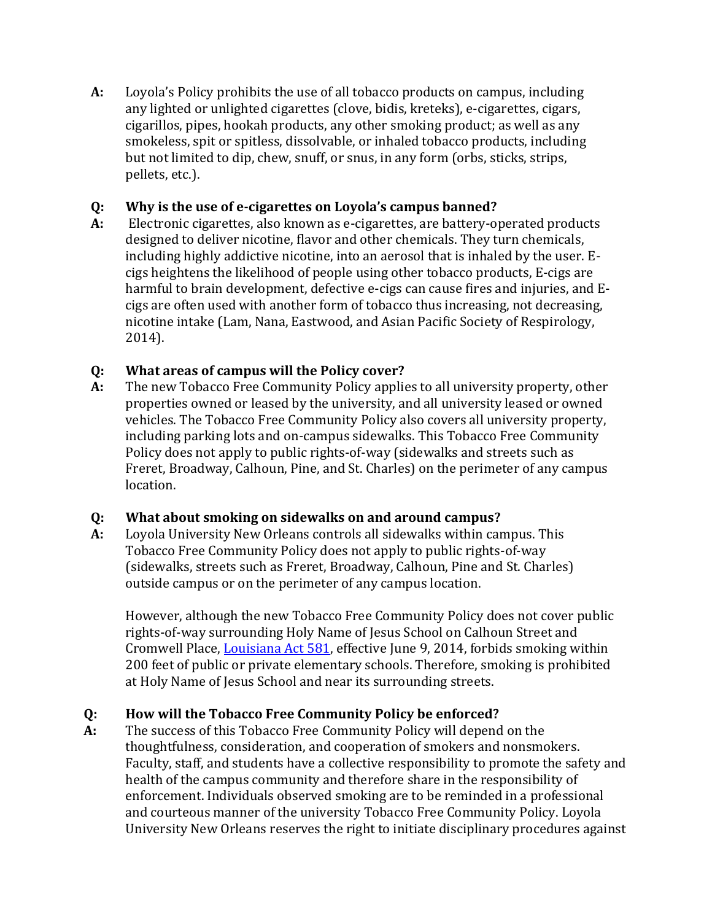**A:** Loyola's Policy prohibits the use of all tobacco products on campus, including any lighted or unlighted cigarettes (clove, bidis, kreteks), e-cigarettes, cigars, cigarillos, pipes, hookah products, any other smoking product; as well as any smokeless, spit or spitless, dissolvable, or inhaled tobacco products, including but not limited to dip, chew, snuff, or snus, in any form (orbs, sticks, strips, pellets, etc.).

**Q: Why is the use of e-cigarettes on Loyola's campus banned?**

**A:** Electronic cigarettes, also known as e-cigarettes, are battery-operated products designed to deliver nicotine, flavor and other chemicals. They turn chemicals, including highly addictive nicotine, into an aerosol that is inhaled by the user. E-cigs heightens the likelihood of people using other tobacco products, E-cigs are harmful to brain development, defective e-cigs can cause fires and injuries, and E-cigs are often used with another form of tobacco thus increasing, not decreasing, nicotine intake (Lam, Nana, Eastwood, and Asian Pacific Society of Respirology, 2014).

**Q: What areas of campus will the Policy cover?**

**A:** The new Tobacco Free Community Policy applies to all university property, other properties owned or leased by the university, and all university leased or owned vehicles. The Tobacco Free Community Policy also covers all university property, including parking lots and on-campus sidewalks. This Tobacco Free Community Policy does not apply to public rights-of-way (sidewalks and streets such as Freret, Broadway, Calhoun, Pine, and St. Charles) on the perimeter of any campus location.

**Q: What about smoking on sidewalks on and around campus?**

**A:** Loyola University New Orleans controls all sidewalks within campus. This Tobacco Free Community Policy does not apply to public rights-of-way (sidewalks, streets such as Freret, Broadway, Calhoun, Pine and St. Charles) outside campus or on the perimeter of any campus location.

However, although the new Tobacco Free Community Policy does not cover public rights-of-way surrounding Holy Name of Jesus School on Calhoun Street and Cromwell Place, Louisiana Act 581, effective June 9, 2014, forbids smoking within 200 feet of public or private elementary schools. Therefore, smoking is prohibited at Holy Name of Jesus School and near its surrounding streets.

**Q: How will the Tobacco Free Community Policy be enforced?**

**A:** The success of this Tobacco Free Community Policy will depend on the thoughtfulness, consideration, and cooperation of smokers and nonsmokers. Faculty, staff, and students have a collective responsibility to promote the safety and health of the campus community and therefore share in the responsibility of enforcement. Individuals observed smoking are to be reminded in a professional and courteous manner of the university Tobacco Free Community Policy. Loyola University New Orleans reserves the right to initiate disciplinary procedures against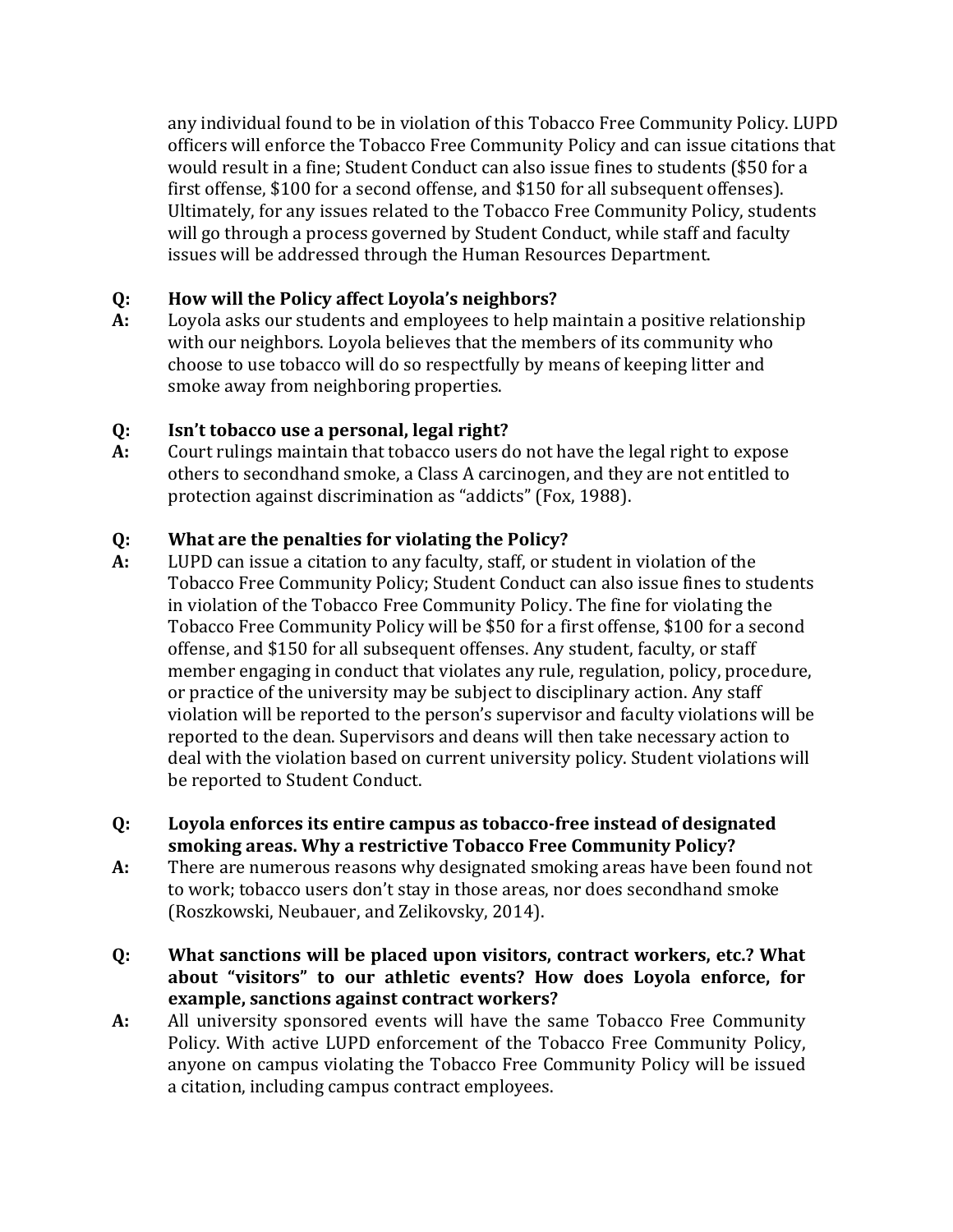any individual found to be in violation of this Tobacco Free Community Policy. LUPD officers will enforce the Tobacco Free Community Policy and can issue citations that would result in a fine; Student Conduct can also issue fines to students ($50 for a first offense, $100 for a second offense, and $150 for all subsequent offenses). Ultimately, for any issues related to the Tobacco Free Community Policy, students will go through a process governed by Student Conduct, while staff and faculty issues will be addressed through the Human Resources Department.

**Q: How will the Policy affect Loyola's neighbors?**

**A:** Loyola asks our students and employees to help maintain a positive relationship with our neighbors. Loyola believes that the members of its community who choose to use tobacco will do so respectfully by means of keeping litter and smoke away from neighboring properties.

**Q: Isn't tobacco use a personal, legal right?**

**A:** Court rulings maintain that tobacco users do not have the legal right to expose others to secondhand smoke, a Class A carcinogen, and they are not entitled to protection against discrimination as "addicts" (Fox, 1988).

**Q: What are the penalties for violating the Policy?**

**A:** LUPD can issue a citation to any faculty, staff, or student in violation of the Tobacco Free Community Policy; Student Conduct can also issue fines to students in violation of the Tobacco Free Community Policy. The fine for violating the Tobacco Free Community Policy will be $50 for a first offense, $100 for a second offense, and $150 for all subsequent offenses. Any student, faculty, or staff member engaging in conduct that violates any rule, regulation, policy, procedure, or practice of the university may be subject to disciplinary action. Any staff violation will be reported to the person's supervisor and faculty violations will be reported to the dean. Supervisors and deans will then take necessary action to deal with the violation based on current university policy. Student violations will be reported to Student Conduct.

**Q: Loyola enforces its entire campus as tobacco-free instead of designated smoking areas. Why a restrictive Tobacco Free Community Policy?**

**A:** There are numerous reasons why designated smoking areas have been found not to work; tobacco users don't stay in those areas, nor does secondhand smoke (Roszkowski, Neubauer, and Zelikovsky, 2014).

**Q: What sanctions will be placed upon visitors, contract workers, etc.? What about "visitors" to our athletic events? How does Loyola enforce, for example, sanctions against contract workers?**

**A:** All university sponsored events will have the same Tobacco Free Community Policy. With active LUPD enforcement of the Tobacco Free Community Policy, anyone on campus violating the Tobacco Free Community Policy will be issued a citation, including campus contract employees.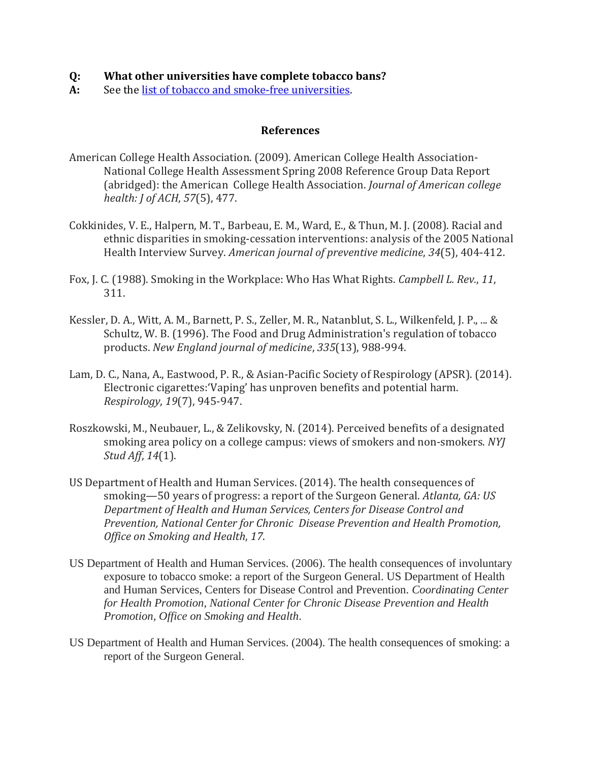**Q: What other universities have complete tobacco bans?**

**A:** See the [list of tobacco and smoke-free universities].

## References

American College Health Association. (2009). American College Health Association-National College Health Assessment Spring 2008 Reference Group Data Report (abridged): the American College Health Association. *Journal of American college health: J of ACH*, *57*(5), 477.

Cokkinides, V. E., Halpern, M. T., Barbeau, E. M., Ward, E., & Thun, M. J. (2008). Racial and ethnic disparities in smoking-cessation interventions: analysis of the 2005 National Health Interview Survey. *American journal of preventive medicine*, *34*(5), 404-412.

Fox, J. C. (1988). Smoking in the Workplace: Who Has What Rights. *Campbell L. Rev.*, *11*, 311.

Kessler, D. A., Witt, A. M., Barnett, P. S., Zeller, M. R., Natanblut, S. L., Wilkenfeld, J. P., ... & Schultz, W. B. (1996). The Food and Drug Administration's regulation of tobacco products. *New England journal of medicine*, *335*(13), 988-994.

Lam, D. C., Nana, A., Eastwood, P. R., & Asian-Pacific Society of Respirology (APSR). (2014). Electronic cigarettes:'Vaping' has unproven benefits and potential harm. *Respirology*, *19*(7), 945-947.

Roszkowski, M., Neubauer, L., & Zelikovsky, N. (2014). Perceived benefits of a designated smoking area policy on a college campus: views of smokers and non-smokers. *NYJ Stud Aff*, *14*(1).

US Department of Health and Human Services. (2014). The health consequences of smoking—50 years of progress: a report of the Surgeon General. *Atlanta, GA: US Department of Health and Human Services, Centers for Disease Control and Prevention, National Center for Chronic Disease Prevention and Health Promotion, Office on Smoking and Health*, *17*.

US Department of Health and Human Services. (2006). The health consequences of involuntary exposure to tobacco smoke: a report of the Surgeon General. US Department of Health and Human Services, Centers for Disease Control and Prevention. *Coordinating Center for Health Promotion*, *National Center for Chronic Disease Prevention and Health Promotion*, *Office on Smoking and Health*.

US Department of Health and Human Services. (2004). The health consequences of smoking: a report of the Surgeon General.